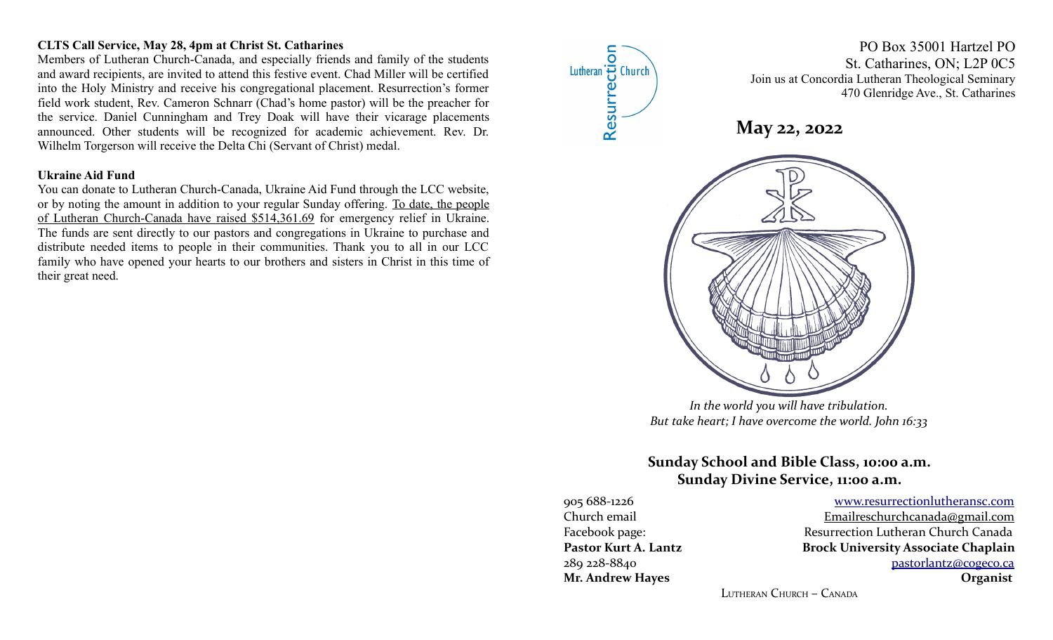### CLTS Call Service, May 28, 4pm at Christ St. Catharines

Members of Lutheran Church-Canada, and especially friends and family of the students and award recipients, are invited to attend this festive event. Chad Miller will be certified into the Holy Ministry and receive his congregational placement. Resurrection's former field work student, Rev. Cameron Schnarr (Chad's home pastor) will be the preacher for the service. Daniel Cunningham and Trey Doak will have their vicarage placements announced. Other students will be recognized for academic achievement. Rev. Dr. Wilhelm Torgerson will receive the Delta Chi (Servant of Christ) medal.

### Ukraine Aid Fund

You can donate to Lutheran Church-Canada, Ukraine Aid Fund through the LCC website, or by noting the amount in addition to your regular Sunday offering. To date, the people of Lutheran Church-Canada have raised $514,361.69 for emergency relief in Ukraine. The funds are sent directly to our pastors and congregations in Ukraine to purchase and distribute needed items to people in their communities. Thank you to all in our LCC family who have opened your hearts to our brothers and sisters in Christ in this time of their great need.

Resurrection Lutheran Church

PO Box 35001 Hartzel PO
St. Catharines, ON; L2P 0C5
Join us at Concordia Lutheran Theological Seminary
470 Glenridge Ave., St. Catharines

## May 22, 2022

*In the world you will have tribulation.*
*But take heart; I have overcome the world. John 16:33*

**Sunday School and Bible Class, 10:00 a.m.**
**Sunday Divine Service, 11:00 a.m.**

905 688-1226 — www.resurrectionlutheransc.com
Church email — Emailreschurchcanada@gmail.com
Facebook page: — Resurrection Lutheran Church Canada
**Pastor Kurt A. Lantz** — **Brock University Associate Chaplain**
289 228-8840 — pastorlantz@cogeco.ca
**Mr. Andrew Hayes** — **Organist**

Lutheran Church – Canada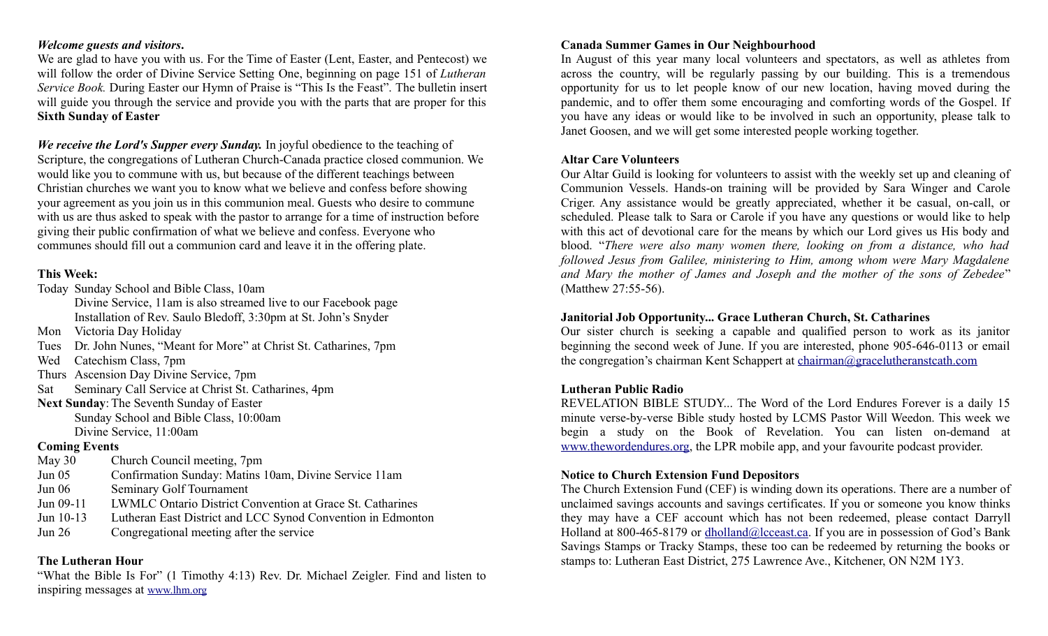***Welcome guests and visitors*.**
We are glad to have you with us. For the Time of Easter (Lent, Easter, and Pentecost) we will follow the order of Divine Service Setting One, beginning on page 151 of *Lutheran Service Book.* During Easter our Hymn of Praise is "This Is the Feast". The bulletin insert will guide you through the service and provide you with the parts that are proper for this **Sixth Sunday of Easter**

***We receive the Lord's Supper every Sunday.*** In joyful obedience to the teaching of Scripture, the congregations of Lutheran Church-Canada practice closed communion. We would like you to commune with us, but because of the different teachings between Christian churches we want you to know what we believe and confess before showing your agreement as you join us in this communion meal. Guests who desire to commune with us are thus asked to speak with the pastor to arrange for a time of instruction before giving their public confirmation of what we believe and confess. Everyone who communes should fill out a communion card and leave it in the offering plate.

**This Week:**

| | |
|---|---|
| Today | Sunday School and Bible Class, 10am |
| | Divine Service, 11am is also streamed live to our Facebook page |
| | Installation of Rev. Saulo Bledoff, 3:30pm at St. John's Snyder |
| Mon | Victoria Day Holiday |
| Tues | Dr. John Nunes, "Meant for More" at Christ St. Catharines, 7pm |
| Wed | Catechism Class, 7pm |
| Thurs | Ascension Day Divine Service, 7pm |
| Sat | Seminary Call Service at Christ St. Catharines, 4pm |

**Next Sunday**: The Seventh Sunday of Easter
Sunday School and Bible Class, 10:00am
Divine Service, 11:00am

**Coming Events**

| | |
|---|---|
| May 30 | Church Council meeting, 7pm |
| Jun 05 | Confirmation Sunday: Matins 10am, Divine Service 11am |
| Jun 06 | Seminary Golf Tournament |
| Jun 09-11 | LWMLC Ontario District Convention at Grace St. Catharines |
| Jun 10-13 | Lutheran East District and LCC Synod Convention in Edmonton |
| Jun 26 | Congregational meeting after the service |

**The Lutheran Hour**
"What the Bible Is For" (1 Timothy 4:13) Rev. Dr. Michael Zeigler. Find and listen to inspiring messages at www.lhm.org

**Canada Summer Games in Our Neighbourhood**
In August of this year many local volunteers and spectators, as well as athletes from across the country, will be regularly passing by our building. This is a tremendous opportunity for us to let people know of our new location, having moved during the pandemic, and to offer them some encouraging and comforting words of the Gospel. If you have any ideas or would like to be involved in such an opportunity, please talk to Janet Goosen, and we will get some interested people working together.

**Altar Care Volunteers**
Our Altar Guild is looking for volunteers to assist with the weekly set up and cleaning of Communion Vessels. Hands-on training will be provided by Sara Winger and Carole Criger. Any assistance would be greatly appreciated, whether it be casual, on-call, or scheduled. Please talk to Sara or Carole if you have any questions or would like to help with this act of devotional care for the means by which our Lord gives us His body and blood. "*There were also many women there, looking on from a distance, who had followed Jesus from Galilee, ministering to Him, among whom were Mary Magdalene and Mary the mother of James and Joseph and the mother of the sons of Zebedee*" (Matthew 27:55-56).

**Janitorial Job Opportunity... Grace Lutheran Church, St. Catharines**
Our sister church is seeking a capable and qualified person to work as its janitor beginning the second week of June. If you are interested, phone 905-646-0113 or email the congregation's chairman Kent Schappert at chairman@gracelutheranstcath.com

**Lutheran Public Radio**
REVELATION BIBLE STUDY... The Word of the Lord Endures Forever is a daily 15 minute verse-by-verse Bible study hosted by LCMS Pastor Will Weedon. This week we begin a study on the Book of Revelation. You can listen on-demand at www.thewordendures.org, the LPR mobile app, and your favourite podcast provider.

**Notice to Church Extension Fund Depositors**
The Church Extension Fund (CEF) is winding down its operations. There are a number of unclaimed savings accounts and savings certificates. If you or someone you know thinks they may have a CEF account which has not been redeemed, please contact Darryll Holland at 800-465-8179 or dholland@lcceast.ca. If you are in possession of God's Bank Savings Stamps or Tracky Stamps, these too can be redeemed by returning the books or stamps to: Lutheran East District, 275 Lawrence Ave., Kitchener, ON N2M 1Y3.